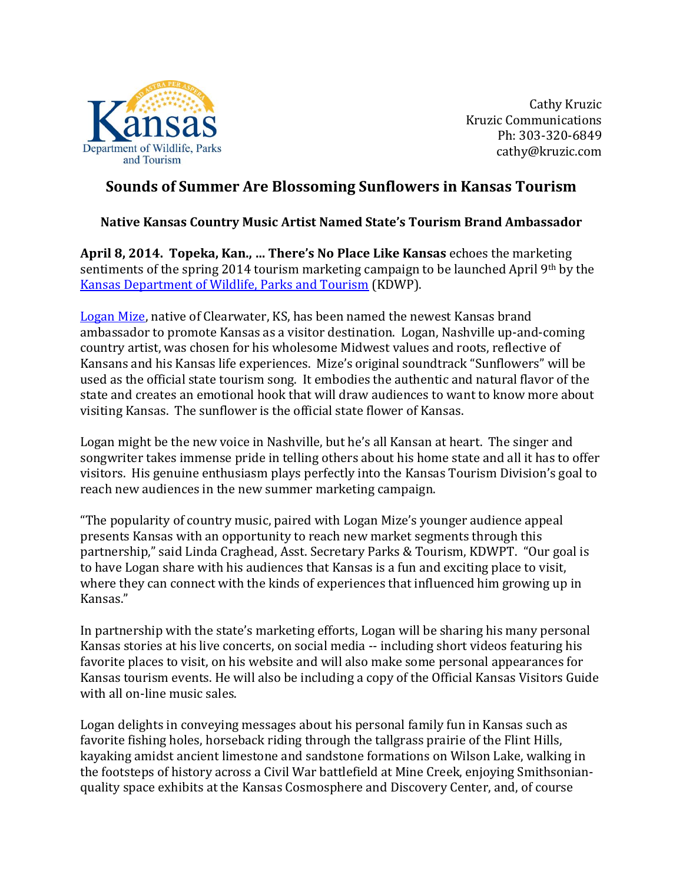Kansas Department of Wildlife, Parks and Tourism

Cathy Kruzic
Kruzic Communications
Ph: 303-320-6849
cathy@kruzic.com

## Sounds of Summer Are Blossoming Sunflowers in Kansas Tourism

### Native Kansas Country Music Artist Named State's Tourism Brand Ambassador

**April 8, 2014. Topeka, Kan., … There's No Place Like Kansas** echoes the marketing sentiments of the spring 2014 tourism marketing campaign to be launched April 9th by the Kansas Department of Wildlife, Parks and Tourism (KDWP).

Logan Mize, native of Clearwater, KS, has been named the newest Kansas brand ambassador to promote Kansas as a visitor destination. Logan, Nashville up-and-coming country artist, was chosen for his wholesome Midwest values and roots, reflective of Kansans and his Kansas life experiences. Mize's original soundtrack "Sunflowers" will be used as the official state tourism song. It embodies the authentic and natural flavor of the state and creates an emotional hook that will draw audiences to want to know more about visiting Kansas. The sunflower is the official state flower of Kansas.

Logan might be the new voice in Nashville, but he's all Kansan at heart. The singer and songwriter takes immense pride in telling others about his home state and all it has to offer visitors. His genuine enthusiasm plays perfectly into the Kansas Tourism Division's goal to reach new audiences in the new summer marketing campaign.

"The popularity of country music, paired with Logan Mize's younger audience appeal presents Kansas with an opportunity to reach new market segments through this partnership," said Linda Craghead, Asst. Secretary Parks & Tourism, KDWPT. "Our goal is to have Logan share with his audiences that Kansas is a fun and exciting place to visit, where they can connect with the kinds of experiences that influenced him growing up in Kansas."

In partnership with the state's marketing efforts, Logan will be sharing his many personal Kansas stories at his live concerts, on social media -- including short videos featuring his favorite places to visit, on his website and will also make some personal appearances for Kansas tourism events. He will also be including a copy of the Official Kansas Visitors Guide with all on-line music sales.

Logan delights in conveying messages about his personal family fun in Kansas such as favorite fishing holes, horseback riding through the tallgrass prairie of the Flint Hills, kayaking amidst ancient limestone and sandstone formations on Wilson Lake, walking in the footsteps of history across a Civil War battlefield at Mine Creek, enjoying Smithsonian-quality space exhibits at the Kansas Cosmosphere and Discovery Center, and, of course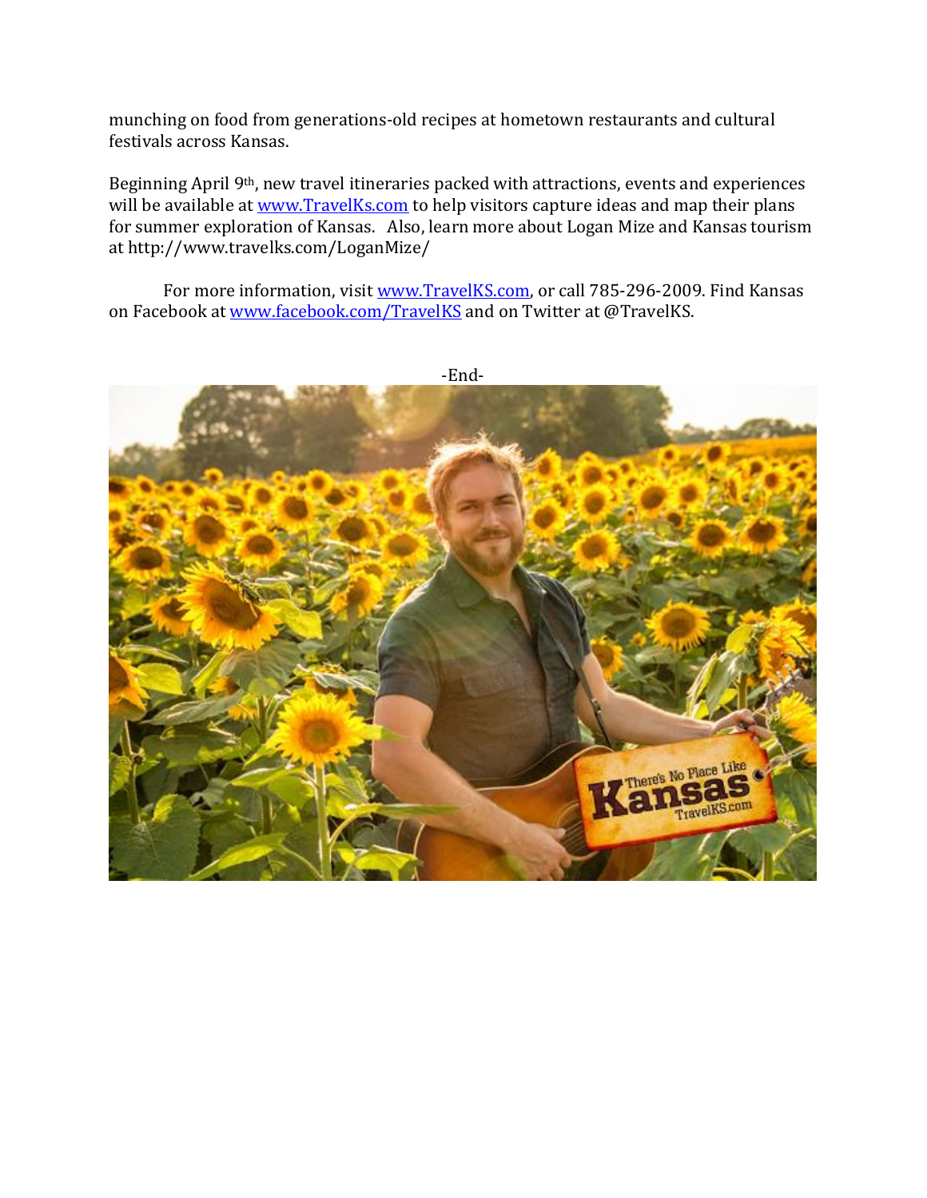munching on food from generations-old recipes at hometown restaurants and cultural festivals across Kansas.

Beginning April 9th, new travel itineraries packed with attractions, events and experiences will be available at [www.TravelKs.com](http://www.TravelKs.com) to help visitors capture ideas and map their plans for summer exploration of Kansas. Also, learn more about Logan Mize and Kansas tourism at http://www.travelks.com/LoganMize/

For more information, visit [www.TravelKS.com](http://www.TravelKS.com), or call 785-296-2009. Find Kansas on Facebook at [www.facebook.com/TravelKS](http://www.facebook.com/TravelKS) and on Twitter at @TravelKS.

-End-